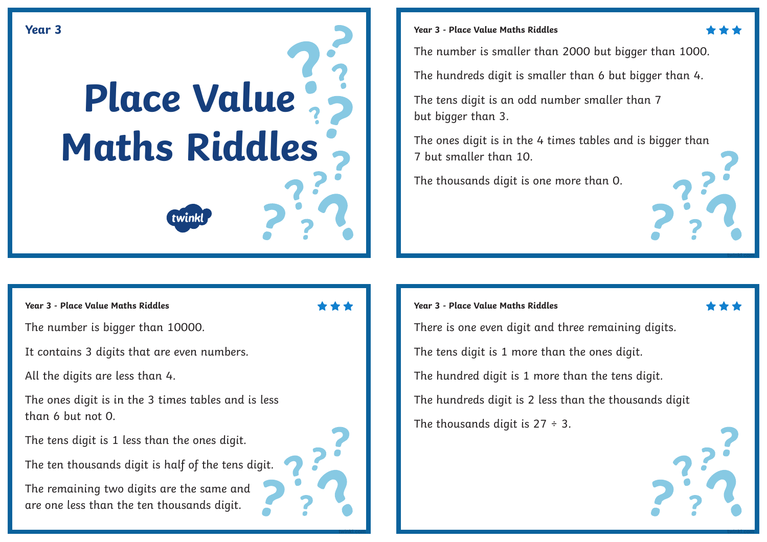Year 3

# Place Value Maths Riddles

twinkl

---

**Year 3 - Place Value Maths Riddles** ★★★

The number is smaller than 2000 but bigger than 1000.

The hundreds digit is smaller than 6 but bigger than 4.

The tens digit is an odd number smaller than 7 but bigger than 3.

The ones digit is in the 4 times tables and is bigger than 7 but smaller than 10.

The thousands digit is one more than 0.

---

**Year 3 - Place Value Maths Riddles** ★★★

The number is bigger than 10000.

It contains 3 digits that are even numbers.

All the digits are less than 4.

The ones digit is in the 3 times tables and is less than 6 but not 0.

The tens digit is 1 less than the ones digit.

The ten thousands digit is half of the tens digit.

The remaining two digits are the same and are one less than the ten thousands digit.

---

**Year 3 - Place Value Maths Riddles** ★★★

There is one even digit and three remaining digits.

The tens digit is 1 more than the ones digit.

The hundred digit is 1 more than the tens digit.

The hundreds digit is 2 less than the thousands digit

The thousands digit is 27 ÷ 3.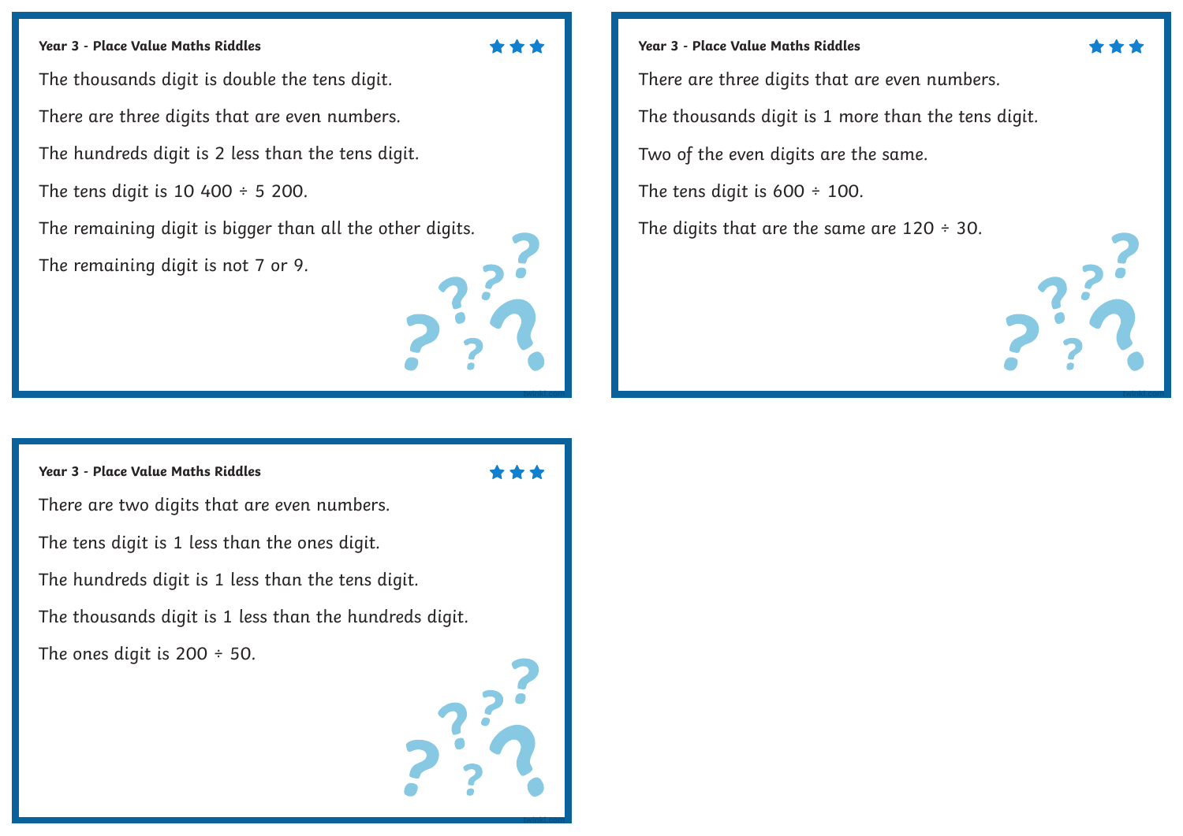## Year 3 - Place Value Maths Riddles

★★★

The thousands digit is double the tens digit.

There are three digits that are even numbers.

The hundreds digit is 2 less than the tens digit.

The tens digit is 10 400 ÷ 5 200.

The remaining digit is bigger than all the other digits.

The remaining digit is not 7 or 9.

## Year 3 - Place Value Maths Riddles

★★★

There are three digits that are even numbers.

The thousands digit is 1 more than the tens digit.

Two of the even digits are the same.

The tens digit is 600 ÷ 100.

The digits that are the same are 120 ÷ 30.

## Year 3 - Place Value Maths Riddles

★★★

There are two digits that are even numbers.

The tens digit is 1 less than the ones digit.

The hundreds digit is 1 less than the tens digit.

The thousands digit is 1 less than the hundreds digit.

The ones digit is 200 ÷ 50.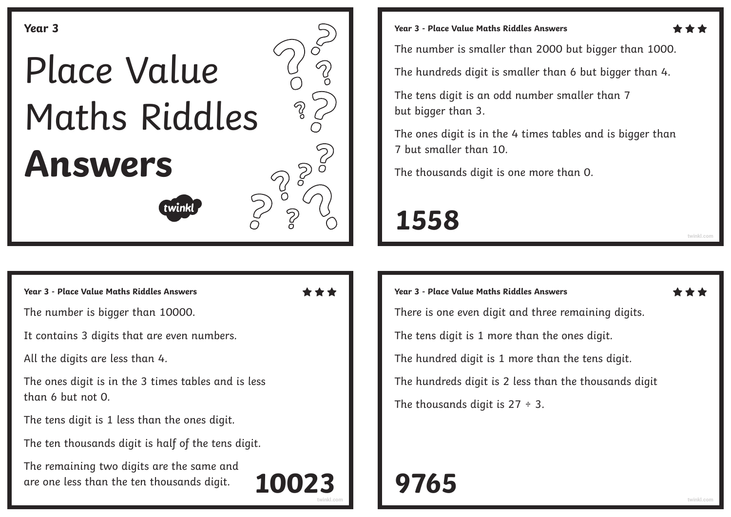Year 3

# Place Value Maths Riddles **Answers**

## Year 3 - Place Value Maths Riddles Answers ★★★

The number is smaller than 2000 but bigger than 1000.

The hundreds digit is smaller than 6 but bigger than 4.

The tens digit is an odd number smaller than 7 but bigger than 3.

The ones digit is in the 4 times tables and is bigger than 7 but smaller than 10.

The thousands digit is one more than 0.

**1558**

## Year 3 - Place Value Maths Riddles Answers ★★★

The number is bigger than 10000.

It contains 3 digits that are even numbers.

All the digits are less than 4.

The ones digit is in the 3 times tables and is less than 6 but not 0.

The tens digit is 1 less than the ones digit.

The ten thousands digit is half of the tens digit.

The remaining two digits are the same and are one less than the ten thousands digit.

**10023**

## Year 3 - Place Value Maths Riddles Answers ★★★

There is one even digit and three remaining digits.

The tens digit is 1 more than the ones digit.

The hundred digit is 1 more than the tens digit.

The hundreds digit is 2 less than the thousands digit

The thousands digit is 27 ÷ 3.

**9765**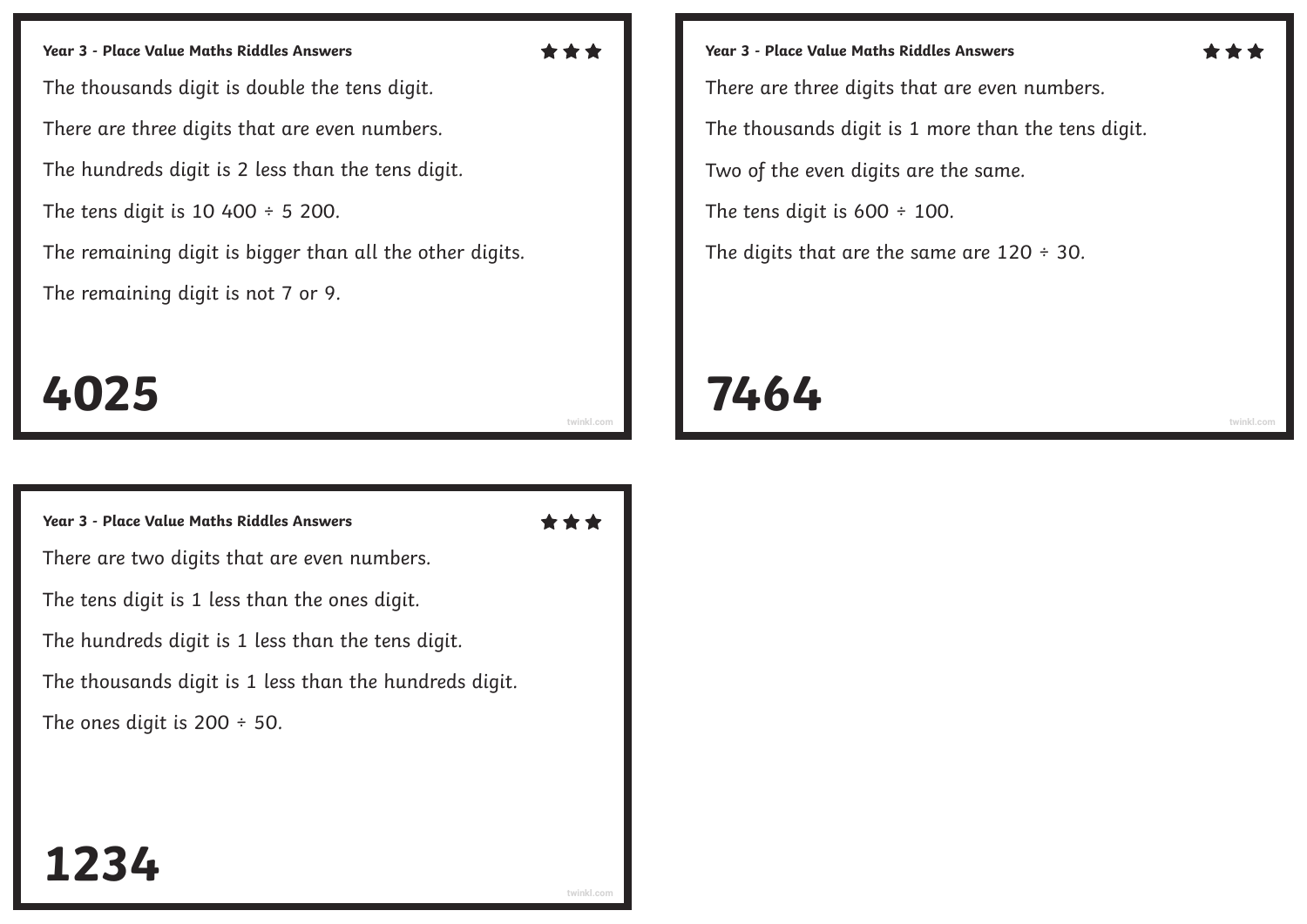### Year 3 - Place Value Maths Riddles Answers

★★★

The thousands digit is double the tens digit.

There are three digits that are even numbers.

The hundreds digit is 2 less than the tens digit.

The tens digit is 10 400 ÷ 5 200.

The remaining digit is bigger than all the other digits.

The remaining digit is not 7 or 9.

**4025**

### Year 3 - Place Value Maths Riddles Answers

★★★

There are three digits that are even numbers.

The thousands digit is 1 more than the tens digit.

Two of the even digits are the same.

The tens digit is 600 ÷ 100.

The digits that are the same are 120 ÷ 30.

**7464**

### Year 3 - Place Value Maths Riddles Answers

★★★

There are two digits that are even numbers.

The tens digit is 1 less than the ones digit.

The hundreds digit is 1 less than the tens digit.

The thousands digit is 1 less than the hundreds digit.

The ones digit is 200 ÷ 50.

**1234**